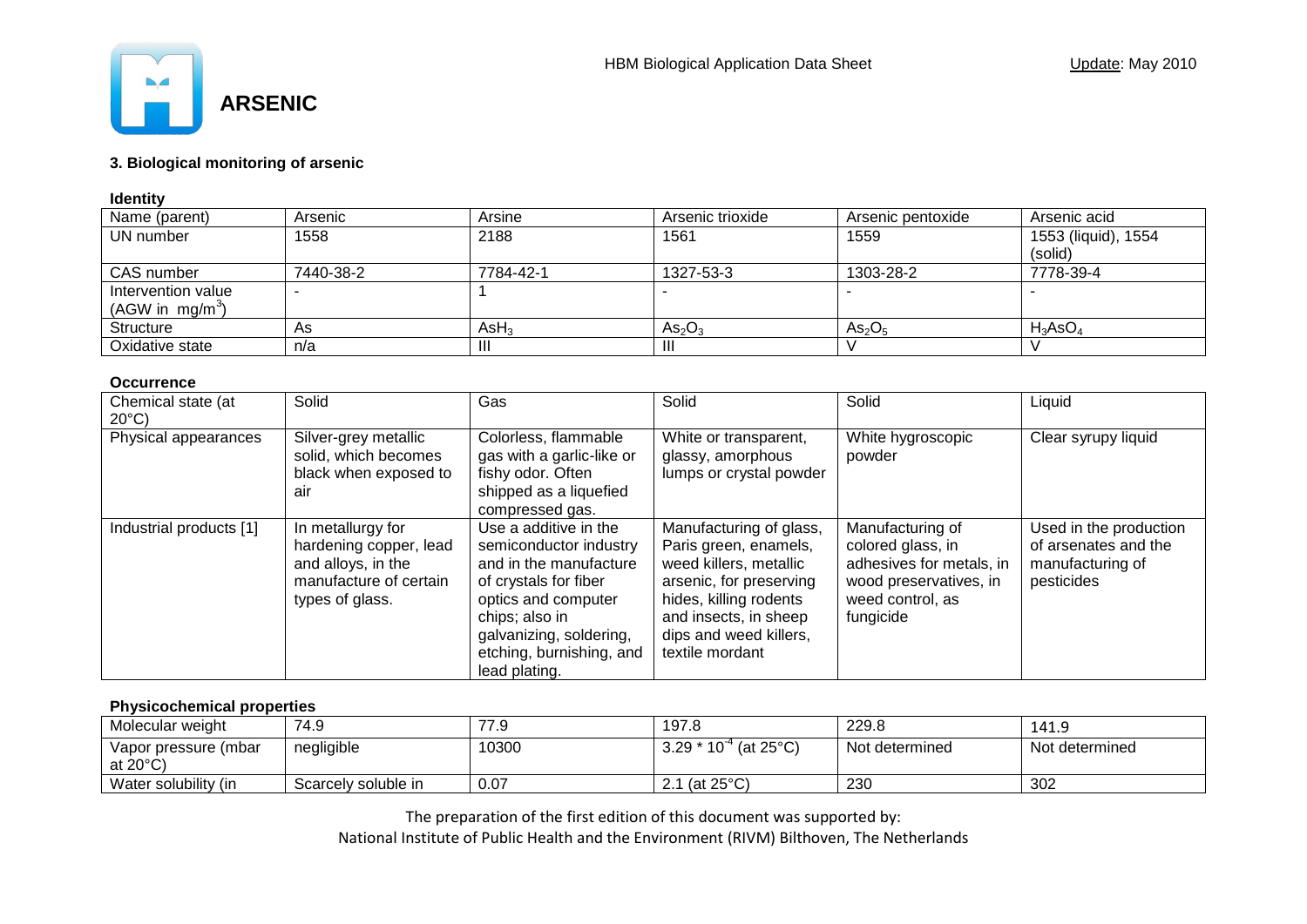# ARSENIC

### 3. Biological monitoring of arsenic

**Identity**

| Name (parent) | Arsenic | Arsine | Arsenic trioxide | Arsenic pentoxide | Arsenic acid |
|---|---|---|---|---|---|
| UN number | 1558 | 2188 | 1561 | 1559 | 1553 (liquid), 1554 (solid) |
| CAS number | 7440-38-2 | 7784-42-1 | 1327-53-3 | 1303-28-2 | 7778-39-4 |
| Intervention value (AGW in $mg/m^3$) | - | 1 | - | - | - |
| Structure | As | $AsH_3$ | $As_2O_3$ | $As_2O_5$ | $H_3AsO_4$ |
| Oxidative state | n/a | III | III | V | V |

**Occurrence**

| Chemical state (at 20°C) | Solid | Gas | Solid | Solid | Liquid |
|---|---|---|---|---|---|
| Physical appearances | Silver-grey metallic solid, which becomes black when exposed to air | Colorless, flammable gas with a garlic-like or fishy odor. Often shipped as a liquefied compressed gas. | White or transparent, glassy, amorphous lumps or crystal powder | White hygroscopic powder | Clear syrupy liquid |
| Industrial products [1] | In metallurgy for hardening copper, lead and alloys, in the manufacture of certain types of glass. | Use a additive in the semiconductor industry and in the manufacture of crystals for fiber optics and computer chips; also in galvanizing, soldering, etching, burnishing, and lead plating. | Manufacturing of glass, Paris green, enamels, weed killers, metallic arsenic, for preserving hides, killing rodents and insects, in sheep dips and weed killers, textile mordant | Manufacturing of colored glass, in adhesives for metals, in wood preservatives, in weed control, as fungicide | Used in the production of arsenates and the manufacturing of pesticides |

**Physicochemical properties**

| Molecular weight | 74.9 | 77.9 | 197.8 | 229.8 | 141.9 |
|---|---|---|---|---|---|
| Vapor pressure (mbar at 20°C) | negligible | 10300 | $3.29 * 10^{-4}$ (at 25°C) | Not determined | Not determined |
| Water solubility (in | Scarcely soluble in | 0.07 | 2.1 (at 25°C) | 230 | 302 |

The preparation of the first edition of this document was supported by:
National Institute of Public Health and the Environment (RIVM) Bilthoven, The Netherlands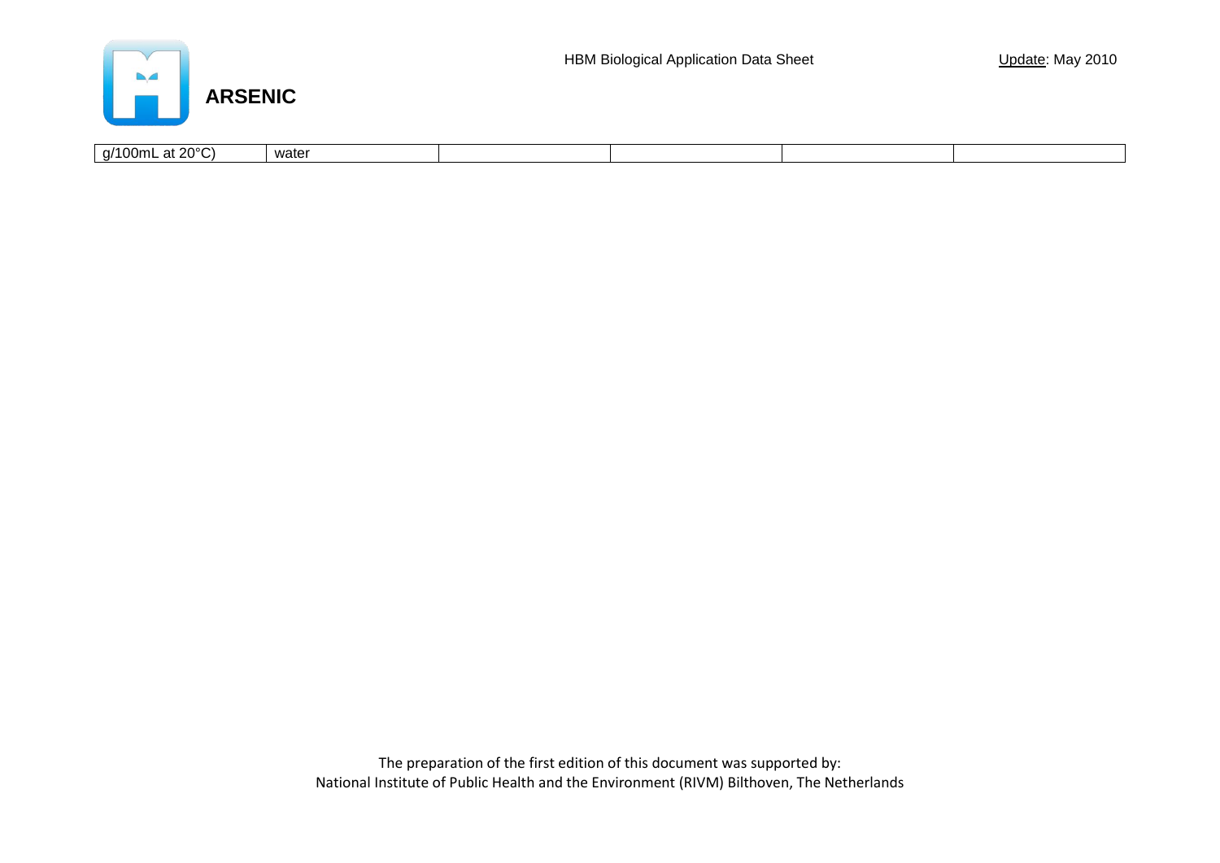| g/100mL at 20°C) | water | | | | |
|---|---|---|---|---|---|

The preparation of the first edition of this document was supported by:
National Institute of Public Health and the Environment (RIVM) Bilthoven, The Netherlands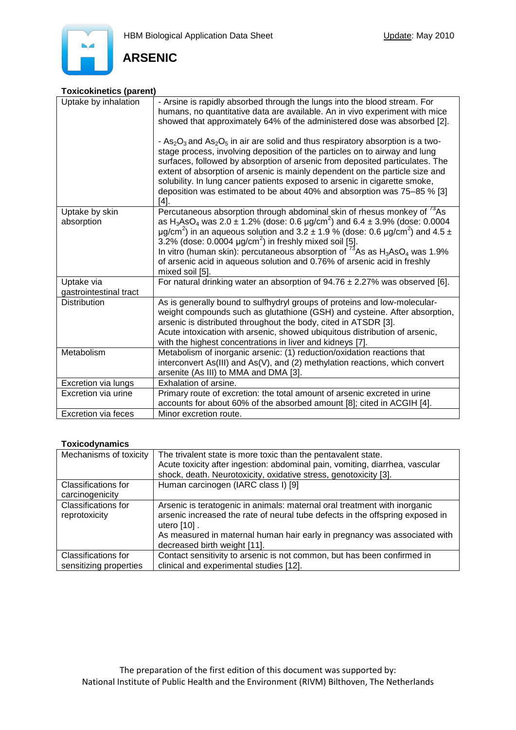# ARSENIC

### Toxicokinetics (parent)

| | |
|---|---|
| Uptake by inhalation | - Arsine is rapidly absorbed through the lungs into the blood stream. For humans, no quantitative data are available. An in vivo experiment with mice showed that approximately 64% of the administered dose was absorbed [2]. <br><br> - $As_2O_3$ and $As_2O_5$ in air are solid and thus respiratory absorption is a two-stage process, involving deposition of the particles on to airway and lung surfaces, followed by absorption of arsenic from deposited particulates. The extent of absorption of arsenic is mainly dependent on the particle size and solubility. In lung cancer patients exposed to arsenic in cigarette smoke, deposition was estimated to be about 40% and absorption was 75–85 % [3] [4]. |
| Uptake by skin absorption | Percutaneous absorption through abdominal skin of rhesus monkey of $^{73}As$ as $H_3AsO_4$ was 2.0 ± 1.2% (dose: 0.6 μg/cm$^2$) and 6.4 ± 3.9% (dose: 0.0004 μg/cm$^2$) in an aqueous solution and 3.2 ± 1.9 % (dose: 0.6 μg/cm$^2$) and 4.5 ± 3.2% (dose: 0.0004 μg/cm$^2$) in freshly mixed soil [5]. <br> In vitro (human skin): percutaneous absorption of $^{73}As$ as $H_3AsO_4$ was 1.9% of arsenic acid in aqueous solution and 0.76% of arsenic acid in freshly mixed soil [5]. |
| Uptake via gastrointestinal tract | For natural drinking water an absorption of 94.76 ± 2.27% was observed [6]. |
| Distribution | As is generally bound to sulfhydryl groups of proteins and low-molecular-weight compounds such as glutathione (GSH) and cysteine. After absorption, arsenic is distributed throughout the body, cited in ATSDR [3]. <br> Acute intoxication with arsenic, showed ubiquitous distribution of arsenic, with the highest concentrations in liver and kidneys [7]. |
| Metabolism | Metabolism of inorganic arsenic: (1) reduction/oxidation reactions that interconvert As(III) and As(V), and (2) methylation reactions, which convert arsenite (As III) to MMA and DMA [3]. |
| Excretion via lungs | Exhalation of arsine. |
| Excretion via urine | Primary route of excretion: the total amount of arsenic excreted in urine accounts for about 60% of the absorbed amount [8]; cited in ACGIH [4]. |
| Excretion via feces | Minor excretion route. |

### Toxicodynamics

| | |
|---|---|
| Mechanisms of toxicity | The trivalent state is more toxic than the pentavalent state. <br> Acute toxicity after ingestion: abdominal pain, vomiting, diarrhea, vascular shock, death. Neurotoxicity, oxidative stress, genotoxicity [3]. |
| Classifications for carcinogenicity | Human carcinogen (IARC class I) [9] |
| Classifications for reprotoxicity | Arsenic is teratogenic in animals: maternal oral treatment with inorganic arsenic increased the rate of neural tube defects in the offspring exposed in utero [10] . <br> As measured in maternal human hair early in pregnancy was associated with decreased birth weight [11]. |
| Classifications for sensitizing properties | Contact sensitivity to arsenic is not common, but has been confirmed in clinical and experimental studies [12]. |

The preparation of the first edition of this document was supported by:
National Institute of Public Health and the Environment (RIVM) Bilthoven, The Netherlands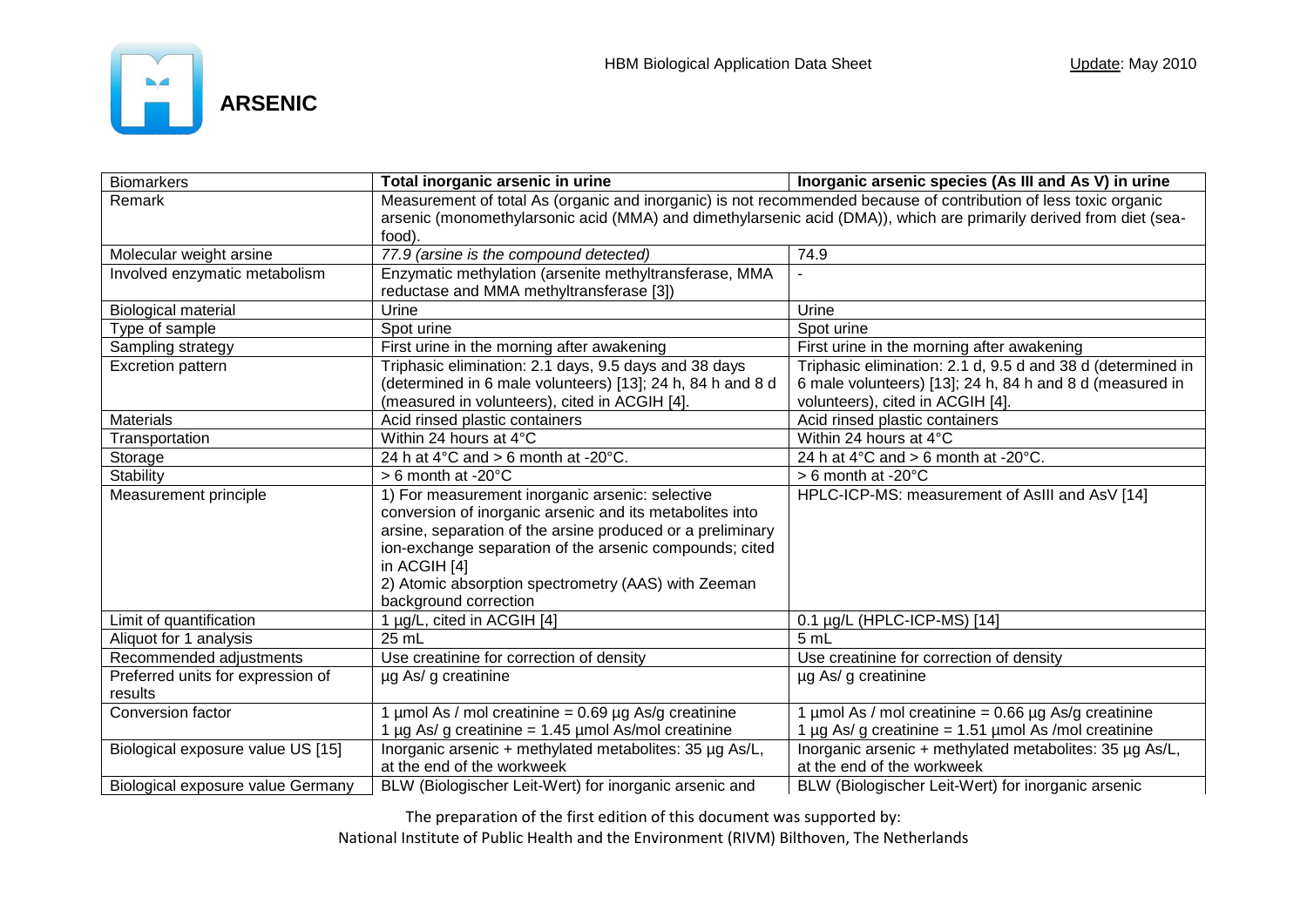# ARSENIC

| Biomarkers | Total inorganic arsenic in urine | Inorganic arsenic species (As III and As V) in urine |
|---|---|---|
| Remark | Measurement of total As (organic and inorganic) is not recommended because of contribution of less toxic organic arsenic (monomethylarsonic acid (MMA) and dimethylarsenic acid (DMA)), which are primarily derived from diet (sea-food). | |
| Molecular weight arsine | *77.9 (arsine is the compound detected)* | 74.9 |
| Involved enzymatic metabolism | Enzymatic methylation (arsenite methyltransferase, MMA reductase and MMA methyltransferase [3]) | - |
| Biological material | Urine | Urine |
| Type of sample | Spot urine | Spot urine |
| Sampling strategy | First urine in the morning after awakening | First urine in the morning after awakening |
| Excretion pattern | Triphasic elimination: 2.1 days, 9.5 days and 38 days (determined in 6 male volunteers) [13]; 24 h, 84 h and 8 d (measured in volunteers), cited in ACGIH [4]. | Triphasic elimination: 2.1 d, 9.5 d and 38 d (determined in 6 male volunteers) [13]; 24 h, 84 h and 8 d (measured in volunteers), cited in ACGIH [4]. |
| Materials | Acid rinsed plastic containers | Acid rinsed plastic containers |
| Transportation | Within 24 hours at 4°C | Within 24 hours at 4°C |
| Storage | 24 h at 4°C and > 6 month at -20°C. | 24 h at 4°C and > 6 month at -20°C. |
| Stability | > 6 month at -20°C | > 6 month at -20°C |
| Measurement principle | 1) For measurement inorganic arsenic: selective conversion of inorganic arsenic and its metabolites into arsine, separation of the arsine produced or a preliminary ion-exchange separation of the arsenic compounds; cited in ACGIH [4]<br>2) Atomic absorption spectrometry (AAS) with Zeeman background correction | HPLC-ICP-MS: measurement of AsIII and AsV [14] |
| Limit of quantification | 1 µg/L, cited in ACGIH [4] | 0.1 µg/L (HPLC-ICP-MS) [14] |
| Aliquot for 1 analysis | 25 mL | 5 mL |
| Recommended adjustments | Use creatinine for correction of density | Use creatinine for correction of density |
| Preferred units for expression of results | µg As/ g creatinine | µg As/ g creatinine |
| Conversion factor | 1 µmol As / mol creatinine = 0.69 µg As/g creatinine<br>1 µg As/ g creatinine = 1.45 µmol As/mol creatinine | 1 µmol As / mol creatinine = 0.66 µg As/g creatinine<br>1 µg As/ g creatinine = 1.51 µmol As /mol creatinine |
| Biological exposure value US [15] | Inorganic arsenic + methylated metabolites: 35 µg As/L, at the end of the workweek | Inorganic arsenic + methylated metabolites: 35 µg As/L, at the end of the workweek |
| Biological exposure value Germany | BLW (Biologischer Leit-Wert) for inorganic arsenic and | BLW (Biologischer Leit-Wert) for inorganic arsenic |

The preparation of the first edition of this document was supported by:
National Institute of Public Health and the Environment (RIVM) Bilthoven, The Netherlands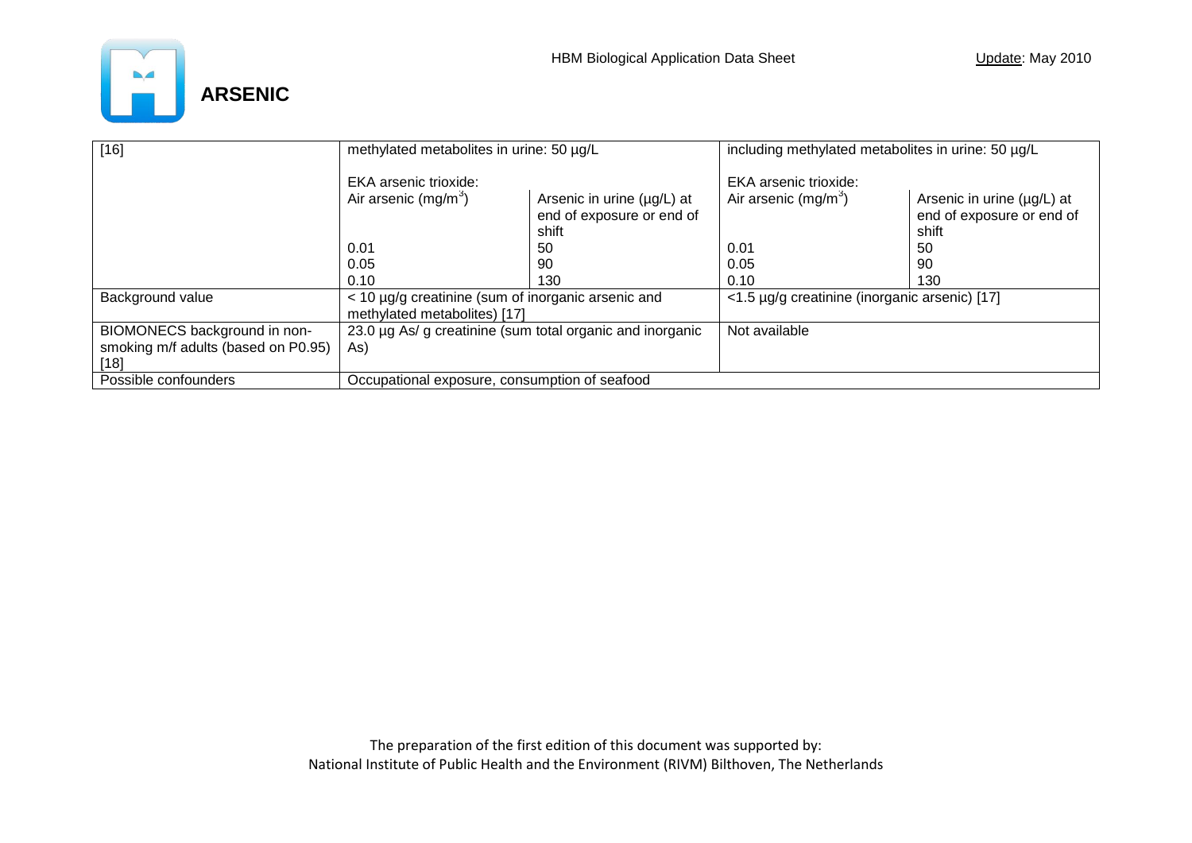# ARSENIC

| | | | | |
|---|---|---|---|---|
| [16] | methylated metabolites in urine: 50 µg/L<br><br>EKA arsenic trioxide:<br>Air arsenic (mg/m³)<br><br><br>0.01<br>0.05<br>0.10 | <br><br><br>Arsenic in urine (µg/L) at end of exposure or end of shift<br>50<br>90<br>130 | including methylated metabolites in urine: 50 µg/L<br><br>EKA arsenic trioxide:<br>Air arsenic (mg/m³)<br><br><br>0.01<br>0.05<br>0.10 | <br><br><br>Arsenic in urine (µg/L) at end of exposure or end of shift<br>50<br>90<br>130 |
| Background value | < 10 µg/g creatinine (sum of inorganic arsenic and methylated metabolites) [17] | | <1.5 µg/g creatinine (inorganic arsenic) [17] | |
| BIOMONECS background in non-smoking m/f adults (based on P0.95) [18] | 23.0 µg As/ g creatinine (sum total organic and inorganic As) | | Not available | |
| Possible confounders | Occupational exposure, consumption of seafood | | | |

The preparation of the first edition of this document was supported by:
National Institute of Public Health and the Environment (RIVM) Bilthoven, The Netherlands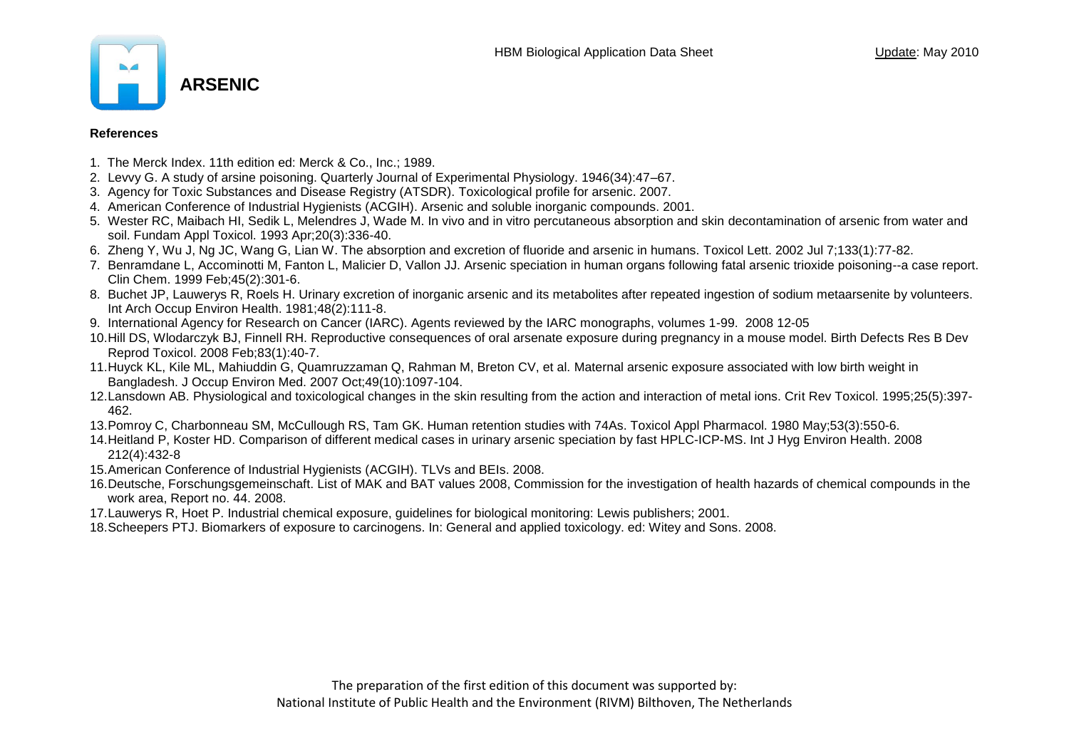# ARSENIC

**References**

1. The Merck Index. 11th edition ed: Merck & Co., Inc.; 1989.
2. Levvy G. A study of arsine poisoning. Quarterly Journal of Experimental Physiology. 1946(34):47–67.
3. Agency for Toxic Substances and Disease Registry (ATSDR). Toxicological profile for arsenic. 2007.
4. American Conference of Industrial Hygienists (ACGIH). Arsenic and soluble inorganic compounds. 2001.
5. Wester RC, Maibach HI, Sedik L, Melendres J, Wade M. In vivo and in vitro percutaneous absorption and skin decontamination of arsenic from water and soil. Fundam Appl Toxicol. 1993 Apr;20(3):336-40.
6. Zheng Y, Wu J, Ng JC, Wang G, Lian W. The absorption and excretion of fluoride and arsenic in humans. Toxicol Lett. 2002 Jul 7;133(1):77-82.
7. Benramdane L, Accominotti M, Fanton L, Malicier D, Vallon JJ. Arsenic speciation in human organs following fatal arsenic trioxide poisoning--a case report. Clin Chem. 1999 Feb;45(2):301-6.
8. Buchet JP, Lauwerys R, Roels H. Urinary excretion of inorganic arsenic and its metabolites after repeated ingestion of sodium metaarsenite by volunteers. Int Arch Occup Environ Health. 1981;48(2):111-8.
9. International Agency for Research on Cancer (IARC). Agents reviewed by the IARC monographs, volumes 1-99. 2008 12-05
10. Hill DS, Wlodarczyk BJ, Finnell RH. Reproductive consequences of oral arsenate exposure during pregnancy in a mouse model. Birth Defects Res B Dev Reprod Toxicol. 2008 Feb;83(1):40-7.
11. Huyck KL, Kile ML, Mahiuddin G, Quamruzzaman Q, Rahman M, Breton CV, et al. Maternal arsenic exposure associated with low birth weight in Bangladesh. J Occup Environ Med. 2007 Oct;49(10):1097-104.
12. Lansdown AB. Physiological and toxicological changes in the skin resulting from the action and interaction of metal ions. Crit Rev Toxicol. 1995;25(5):397-462.
13. Pomroy C, Charbonneau SM, McCullough RS, Tam GK. Human retention studies with 74As. Toxicol Appl Pharmacol. 1980 May;53(3):550-6.
14. Heitland P, Koster HD. Comparison of different medical cases in urinary arsenic speciation by fast HPLC-ICP-MS. Int J Hyg Environ Health. 2008 212(4):432-8
15. American Conference of Industrial Hygienists (ACGIH). TLVs and BEIs. 2008.
16. Deutsche, Forschungsgemeinschaft. List of MAK and BAT values 2008, Commission for the investigation of health hazards of chemical compounds in the work area, Report no. 44. 2008.
17. Lauwerys R, Hoet P. Industrial chemical exposure, guidelines for biological monitoring: Lewis publishers; 2001.
18. Scheepers PTJ. Biomarkers of exposure to carcinogens. In: General and applied toxicology. ed: Witey and Sons. 2008.

The preparation of the first edition of this document was supported by:
National Institute of Public Health and the Environment (RIVM) Bilthoven, The Netherlands